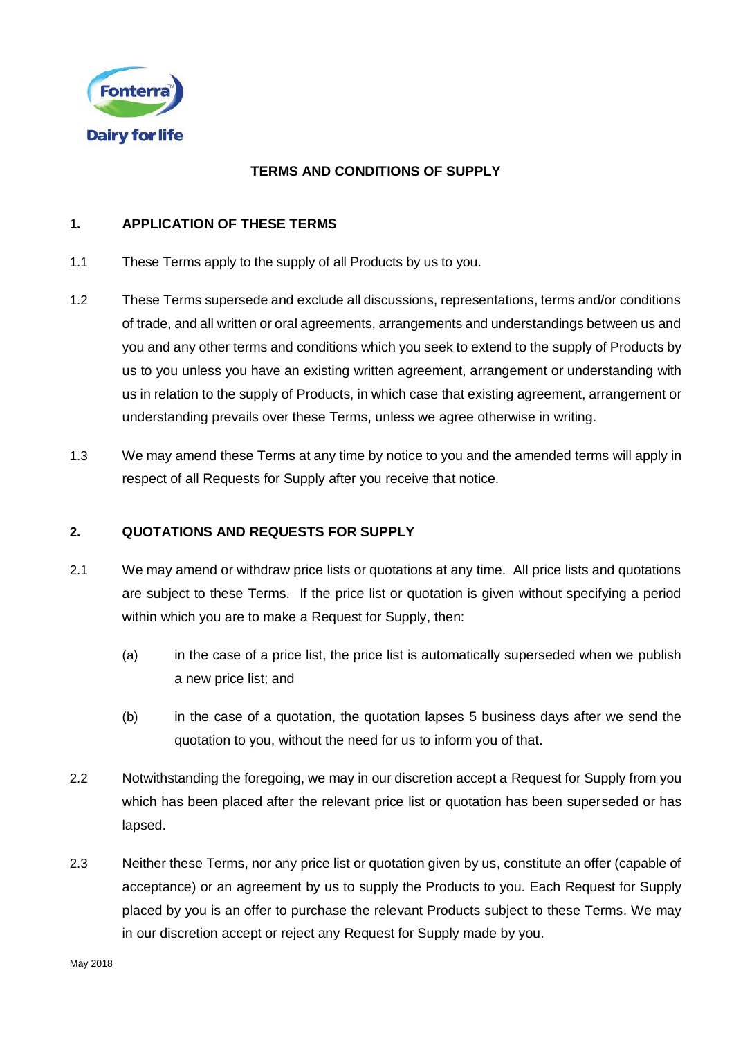# TERMS AND CONDITIONS OF SUPPLY

## 1. APPLICATION OF THESE TERMS

1.1 These Terms apply to the supply of all Products by us to you.

1.2 These Terms supersede and exclude all discussions, representations, terms and/or conditions of trade, and all written or oral agreements, arrangements and understandings between us and you and any other terms and conditions which you seek to extend to the supply of Products by us to you unless you have an existing written agreement, arrangement or understanding with us in relation to the supply of Products, in which case that existing agreement, arrangement or understanding prevails over these Terms, unless we agree otherwise in writing.

1.3 We may amend these Terms at any time by notice to you and the amended terms will apply in respect of all Requests for Supply after you receive that notice.

## 2. QUOTATIONS AND REQUESTS FOR SUPPLY

2.1 We may amend or withdraw price lists or quotations at any time. All price lists and quotations are subject to these Terms. If the price list or quotation is given without specifying a period within which you are to make a Request for Supply, then:

(a) in the case of a price list, the price list is automatically superseded when we publish a new price list; and

(b) in the case of a quotation, the quotation lapses 5 business days after we send the quotation to you, without the need for us to inform you of that.

2.2 Notwithstanding the foregoing, we may in our discretion accept a Request for Supply from you which has been placed after the relevant price list or quotation has been superseded or has lapsed.

2.3 Neither these Terms, nor any price list or quotation given by us, constitute an offer (capable of acceptance) or an agreement by us to supply the Products to you. Each Request for Supply placed by you is an offer to purchase the relevant Products subject to these Terms. We may in our discretion accept or reject any Request for Supply made by you.

May 2018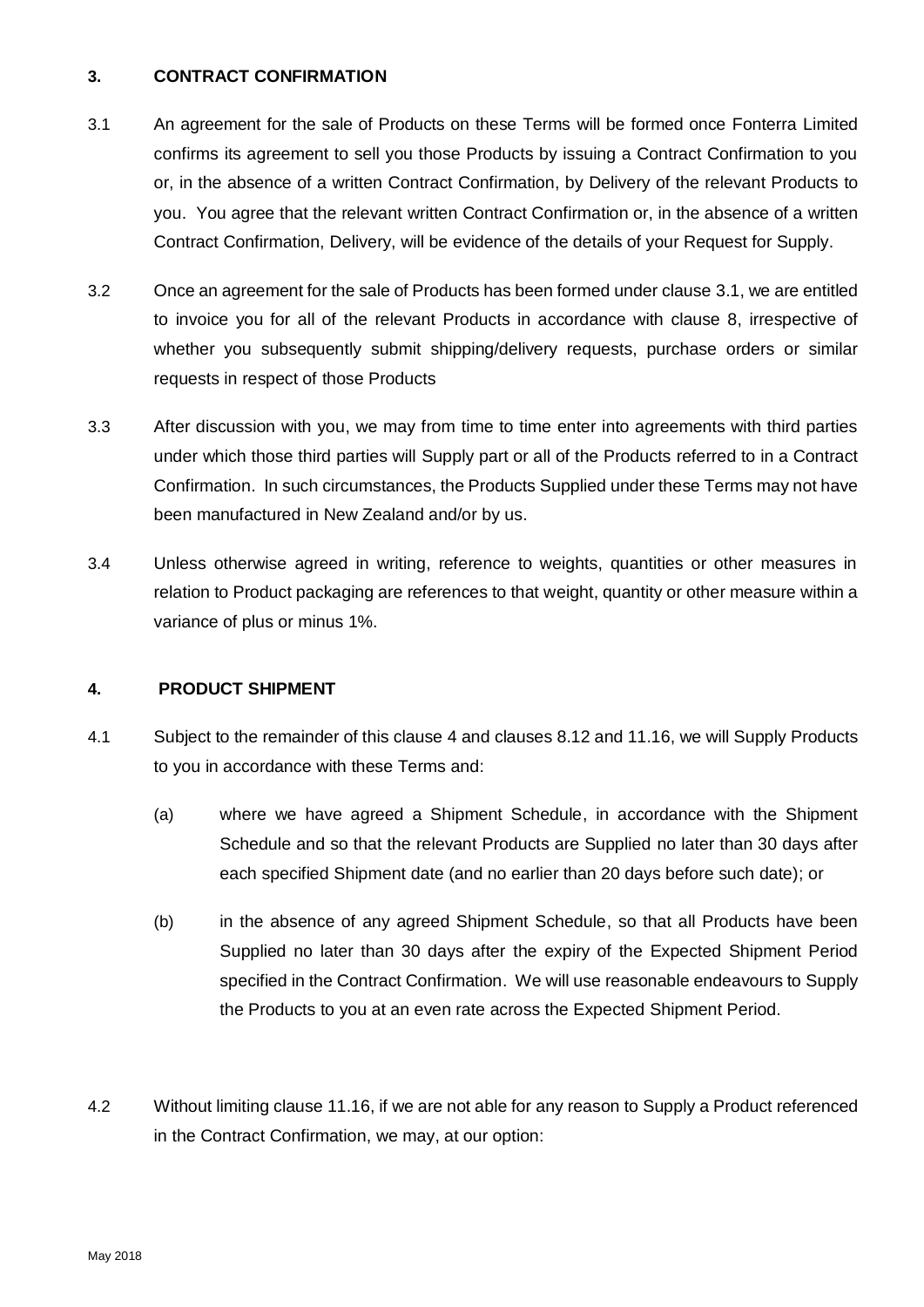## 3. CONTRACT CONFIRMATION

3.1 An agreement for the sale of Products on these Terms will be formed once Fonterra Limited confirms its agreement to sell you those Products by issuing a Contract Confirmation to you or, in the absence of a written Contract Confirmation, by Delivery of the relevant Products to you. You agree that the relevant written Contract Confirmation or, in the absence of a written Contract Confirmation, Delivery, will be evidence of the details of your Request for Supply.

3.2 Once an agreement for the sale of Products has been formed under clause 3.1, we are entitled to invoice you for all of the relevant Products in accordance with clause 8, irrespective of whether you subsequently submit shipping/delivery requests, purchase orders or similar requests in respect of those Products

3.3 After discussion with you, we may from time to time enter into agreements with third parties under which those third parties will Supply part or all of the Products referred to in a Contract Confirmation. In such circumstances, the Products Supplied under these Terms may not have been manufactured in New Zealand and/or by us.

3.4 Unless otherwise agreed in writing, reference to weights, quantities or other measures in relation to Product packaging are references to that weight, quantity or other measure within a variance of plus or minus 1%.

## 4. PRODUCT SHIPMENT

4.1 Subject to the remainder of this clause 4 and clauses 8.12 and 11.16, we will Supply Products to you in accordance with these Terms and:

(a) where we have agreed a Shipment Schedule, in accordance with the Shipment Schedule and so that the relevant Products are Supplied no later than 30 days after each specified Shipment date (and no earlier than 20 days before such date); or

(b) in the absence of any agreed Shipment Schedule, so that all Products have been Supplied no later than 30 days after the expiry of the Expected Shipment Period specified in the Contract Confirmation. We will use reasonable endeavours to Supply the Products to you at an even rate across the Expected Shipment Period.

4.2 Without limiting clause 11.16, if we are not able for any reason to Supply a Product referenced in the Contract Confirmation, we may, at our option: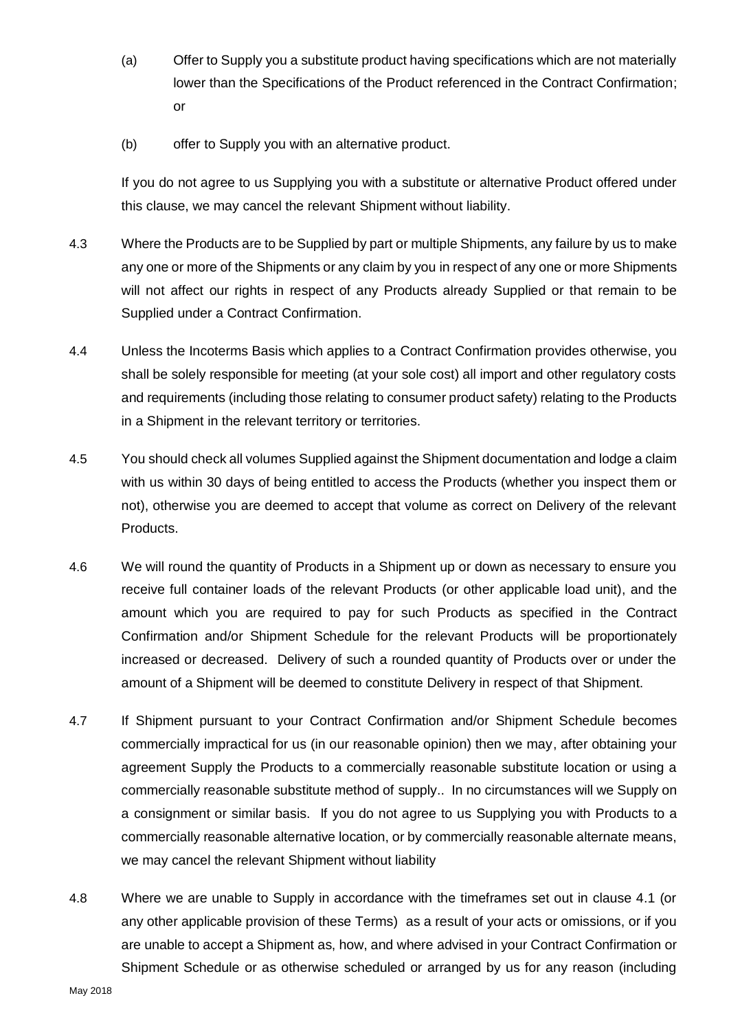(a) Offer to Supply you a substitute product having specifications which are not materially lower than the Specifications of the Product referenced in the Contract Confirmation; or

(b) offer to Supply you with an alternative product.

If you do not agree to us Supplying you with a substitute or alternative Product offered under this clause, we may cancel the relevant Shipment without liability.

4.3 Where the Products are to be Supplied by part or multiple Shipments, any failure by us to make any one or more of the Shipments or any claim by you in respect of any one or more Shipments will not affect our rights in respect of any Products already Supplied or that remain to be Supplied under a Contract Confirmation.

4.4 Unless the Incoterms Basis which applies to a Contract Confirmation provides otherwise, you shall be solely responsible for meeting (at your sole cost) all import and other regulatory costs and requirements (including those relating to consumer product safety) relating to the Products in a Shipment in the relevant territory or territories.

4.5 You should check all volumes Supplied against the Shipment documentation and lodge a claim with us within 30 days of being entitled to access the Products (whether you inspect them or not), otherwise you are deemed to accept that volume as correct on Delivery of the relevant Products.

4.6 We will round the quantity of Products in a Shipment up or down as necessary to ensure you receive full container loads of the relevant Products (or other applicable load unit), and the amount which you are required to pay for such Products as specified in the Contract Confirmation and/or Shipment Schedule for the relevant Products will be proportionately increased or decreased. Delivery of such a rounded quantity of Products over or under the amount of a Shipment will be deemed to constitute Delivery in respect of that Shipment.

4.7 If Shipment pursuant to your Contract Confirmation and/or Shipment Schedule becomes commercially impractical for us (in our reasonable opinion) then we may, after obtaining your agreement Supply the Products to a commercially reasonable substitute location or using a commercially reasonable substitute method of supply.. In no circumstances will we Supply on a consignment or similar basis. If you do not agree to us Supplying you with Products to a commercially reasonable alternative location, or by commercially reasonable alternate means, we may cancel the relevant Shipment without liability

4.8 Where we are unable to Supply in accordance with the timeframes set out in clause 4.1 (or any other applicable provision of these Terms) as a result of your acts or omissions, or if you are unable to accept a Shipment as, how, and where advised in your Contract Confirmation or Shipment Schedule or as otherwise scheduled or arranged by us for any reason (including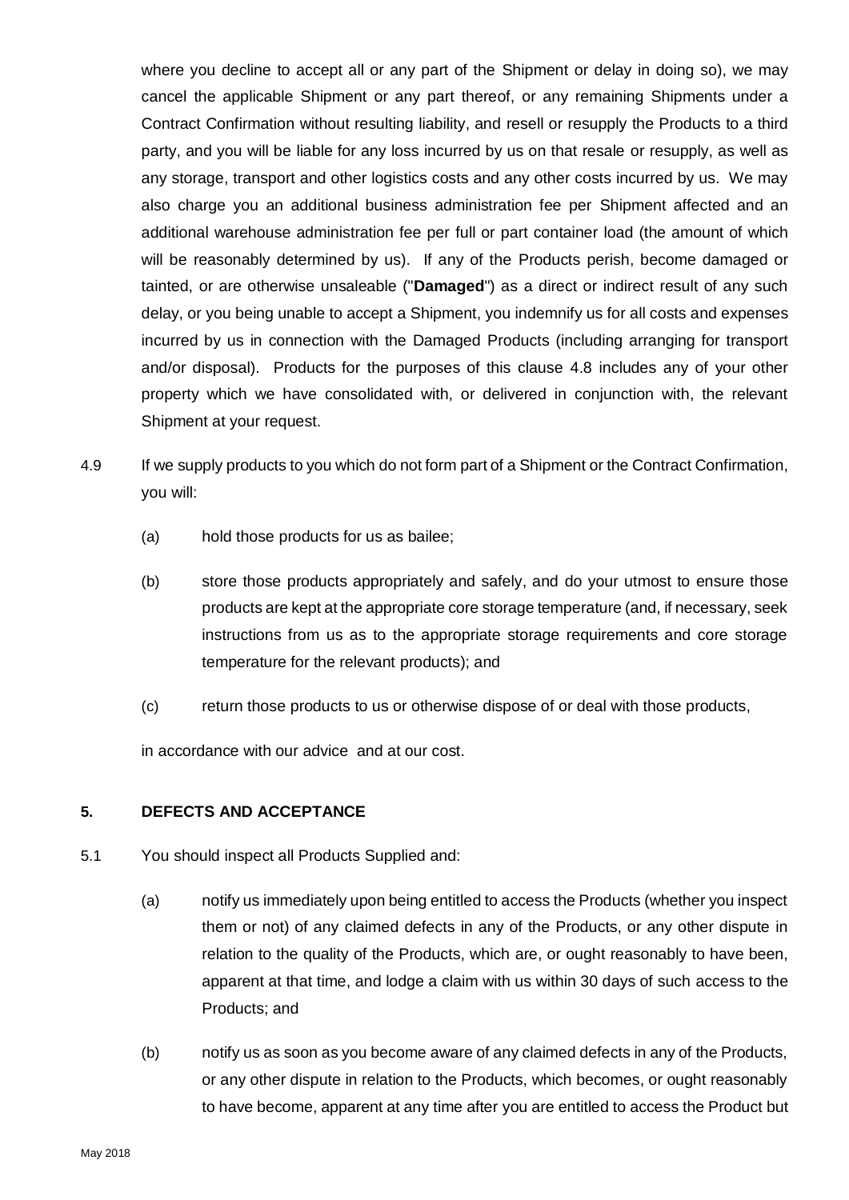where you decline to accept all or any part of the Shipment or delay in doing so), we may cancel the applicable Shipment or any part thereof, or any remaining Shipments under a Contract Confirmation without resulting liability, and resell or resupply the Products to a third party, and you will be liable for any loss incurred by us on that resale or resupply, as well as any storage, transport and other logistics costs and any other costs incurred by us. We may also charge you an additional business administration fee per Shipment affected and an additional warehouse administration fee per full or part container load (the amount of which will be reasonably determined by us). If any of the Products perish, become damaged or tainted, or are otherwise unsaleable ("**Damaged**") as a direct or indirect result of any such delay, or you being unable to accept a Shipment, you indemnify us for all costs and expenses incurred by us in connection with the Damaged Products (including arranging for transport and/or disposal). Products for the purposes of this clause 4.8 includes any of your other property which we have consolidated with, or delivered in conjunction with, the relevant Shipment at your request.

4.9 If we supply products to you which do not form part of a Shipment or the Contract Confirmation, you will:

(a) hold those products for us as bailee;

(b) store those products appropriately and safely, and do your utmost to ensure those products are kept at the appropriate core storage temperature (and, if necessary, seek instructions from us as to the appropriate storage requirements and core storage temperature for the relevant products); and

(c) return those products to us or otherwise dispose of or deal with those products,

in accordance with our advice and at our cost.

## 5. DEFECTS AND ACCEPTANCE

5.1 You should inspect all Products Supplied and:

(a) notify us immediately upon being entitled to access the Products (whether you inspect them or not) of any claimed defects in any of the Products, or any other dispute in relation to the quality of the Products, which are, or ought reasonably to have been, apparent at that time, and lodge a claim with us within 30 days of such access to the Products; and

(b) notify us as soon as you become aware of any claimed defects in any of the Products, or any other dispute in relation to the Products, which becomes, or ought reasonably to have become, apparent at any time after you are entitled to access the Product but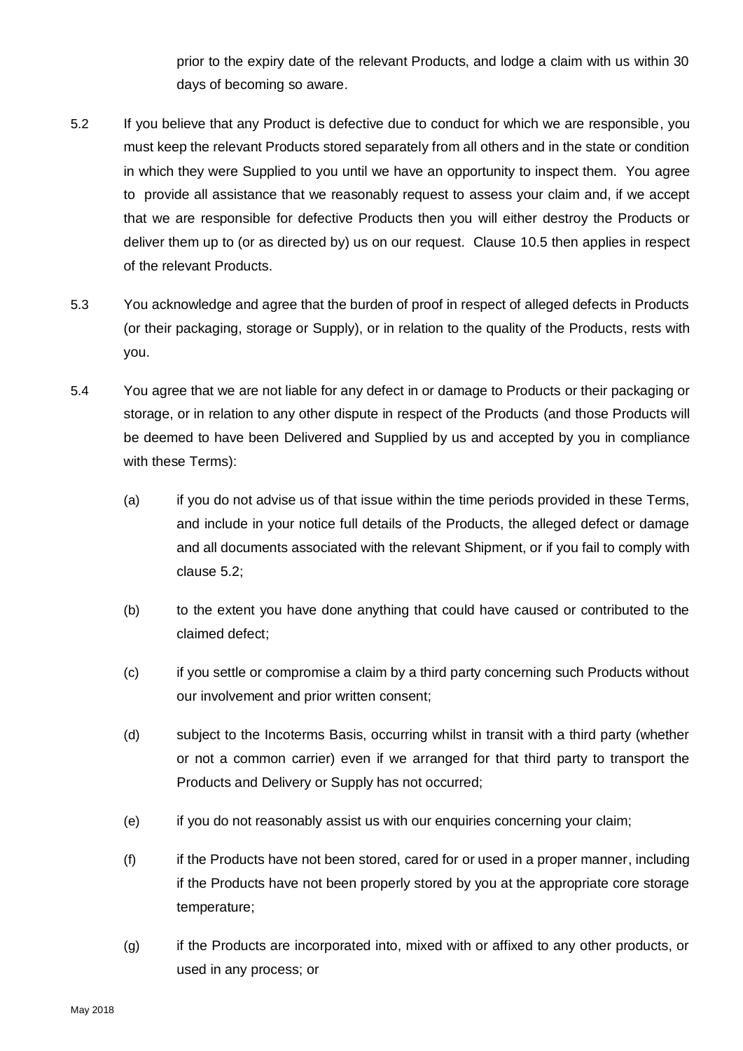prior to the expiry date of the relevant Products, and lodge a claim with us within 30 days of becoming so aware.

5.2 If you believe that any Product is defective due to conduct for which we are responsible, you must keep the relevant Products stored separately from all others and in the state or condition in which they were Supplied to you until we have an opportunity to inspect them. You agree to provide all assistance that we reasonably request to assess your claim and, if we accept that we are responsible for defective Products then you will either destroy the Products or deliver them up to (or as directed by) us on our request. Clause 10.5 then applies in respect of the relevant Products.

5.3 You acknowledge and agree that the burden of proof in respect of alleged defects in Products (or their packaging, storage or Supply), or in relation to the quality of the Products, rests with you.

5.4 You agree that we are not liable for any defect in or damage to Products or their packaging or storage, or in relation to any other dispute in respect of the Products (and those Products will be deemed to have been Delivered and Supplied by us and accepted by you in compliance with these Terms):

(a) if you do not advise us of that issue within the time periods provided in these Terms, and include in your notice full details of the Products, the alleged defect or damage and all documents associated with the relevant Shipment, or if you fail to comply with clause 5.2;

(b) to the extent you have done anything that could have caused or contributed to the claimed defect;

(c) if you settle or compromise a claim by a third party concerning such Products without our involvement and prior written consent;

(d) subject to the Incoterms Basis, occurring whilst in transit with a third party (whether or not a common carrier) even if we arranged for that third party to transport the Products and Delivery or Supply has not occurred;

(e) if you do not reasonably assist us with our enquiries concerning your claim;

(f) if the Products have not been stored, cared for or used in a proper manner, including if the Products have not been properly stored by you at the appropriate core storage temperature;

(g) if the Products are incorporated into, mixed with or affixed to any other products, or used in any process; or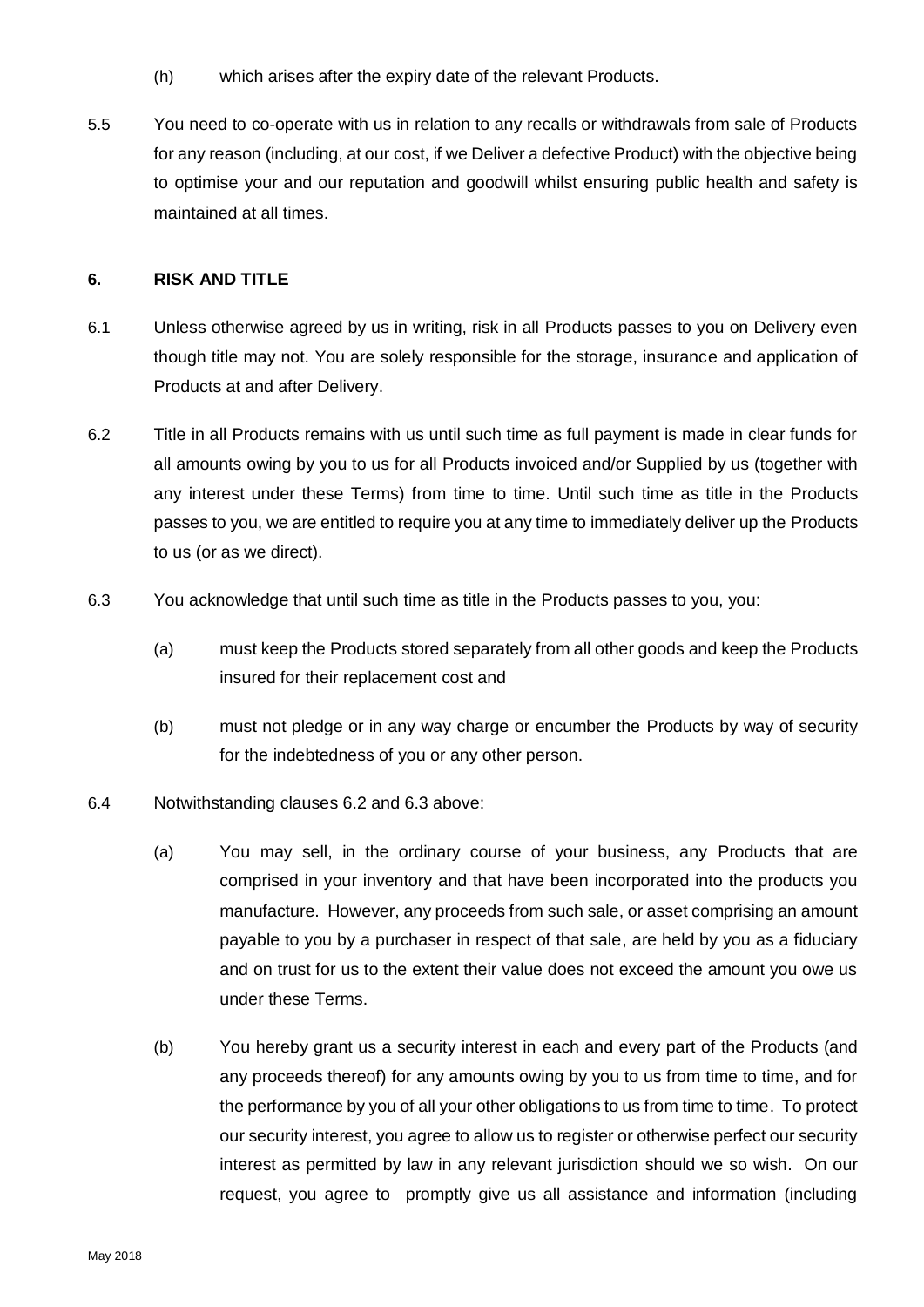(h) which arises after the expiry date of the relevant Products.

5.5 You need to co-operate with us in relation to any recalls or withdrawals from sale of Products for any reason (including, at our cost, if we Deliver a defective Product) with the objective being to optimise your and our reputation and goodwill whilst ensuring public health and safety is maintained at all times.

## 6. RISK AND TITLE

6.1 Unless otherwise agreed by us in writing, risk in all Products passes to you on Delivery even though title may not. You are solely responsible for the storage, insurance and application of Products at and after Delivery.

6.2 Title in all Products remains with us until such time as full payment is made in clear funds for all amounts owing by you to us for all Products invoiced and/or Supplied by us (together with any interest under these Terms) from time to time. Until such time as title in the Products passes to you, we are entitled to require you at any time to immediately deliver up the Products to us (or as we direct).

6.3 You acknowledge that until such time as title in the Products passes to you, you:

(a) must keep the Products stored separately from all other goods and keep the Products insured for their replacement cost and

(b) must not pledge or in any way charge or encumber the Products by way of security for the indebtedness of you or any other person.

6.4 Notwithstanding clauses 6.2 and 6.3 above:

(a) You may sell, in the ordinary course of your business, any Products that are comprised in your inventory and that have been incorporated into the products you manufacture. However, any proceeds from such sale, or asset comprising an amount payable to you by a purchaser in respect of that sale, are held by you as a fiduciary and on trust for us to the extent their value does not exceed the amount you owe us under these Terms.

(b) You hereby grant us a security interest in each and every part of the Products (and any proceeds thereof) for any amounts owing by you to us from time to time, and for the performance by you of all your other obligations to us from time to time. To protect our security interest, you agree to allow us to register or otherwise perfect our security interest as permitted by law in any relevant jurisdiction should we so wish. On our request, you agree to promptly give us all assistance and information (including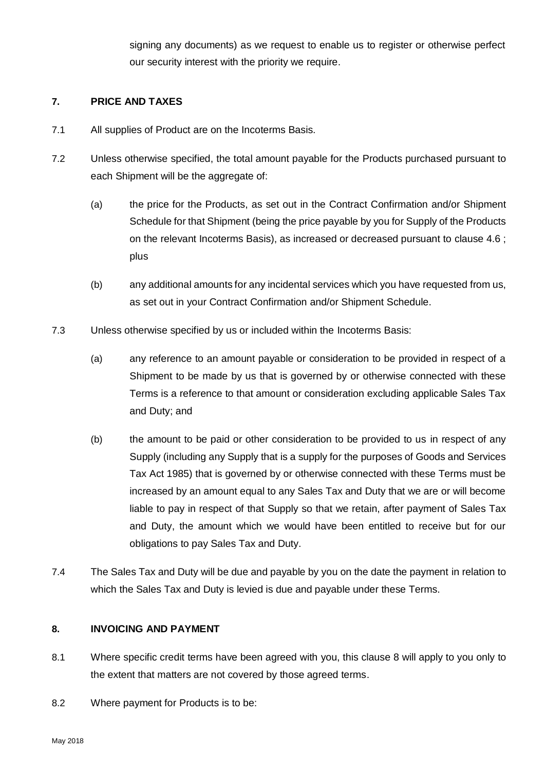signing any documents) as we request to enable us to register or otherwise perfect our security interest with the priority we require.

## 7. PRICE AND TAXES

7.1 All supplies of Product are on the Incoterms Basis.

7.2 Unless otherwise specified, the total amount payable for the Products purchased pursuant to each Shipment will be the aggregate of:

(a) the price for the Products, as set out in the Contract Confirmation and/or Shipment Schedule for that Shipment (being the price payable by you for Supply of the Products on the relevant Incoterms Basis), as increased or decreased pursuant to clause 4.6 ; plus

(b) any additional amounts for any incidental services which you have requested from us, as set out in your Contract Confirmation and/or Shipment Schedule.

7.3 Unless otherwise specified by us or included within the Incoterms Basis:

(a) any reference to an amount payable or consideration to be provided in respect of a Shipment to be made by us that is governed by or otherwise connected with these Terms is a reference to that amount or consideration excluding applicable Sales Tax and Duty; and

(b) the amount to be paid or other consideration to be provided to us in respect of any Supply (including any Supply that is a supply for the purposes of Goods and Services Tax Act 1985) that is governed by or otherwise connected with these Terms must be increased by an amount equal to any Sales Tax and Duty that we are or will become liable to pay in respect of that Supply so that we retain, after payment of Sales Tax and Duty, the amount which we would have been entitled to receive but for our obligations to pay Sales Tax and Duty.

7.4 The Sales Tax and Duty will be due and payable by you on the date the payment in relation to which the Sales Tax and Duty is levied is due and payable under these Terms.

## 8. INVOICING AND PAYMENT

8.1 Where specific credit terms have been agreed with you, this clause 8 will apply to you only to the extent that matters are not covered by those agreed terms.

8.2 Where payment for Products is to be: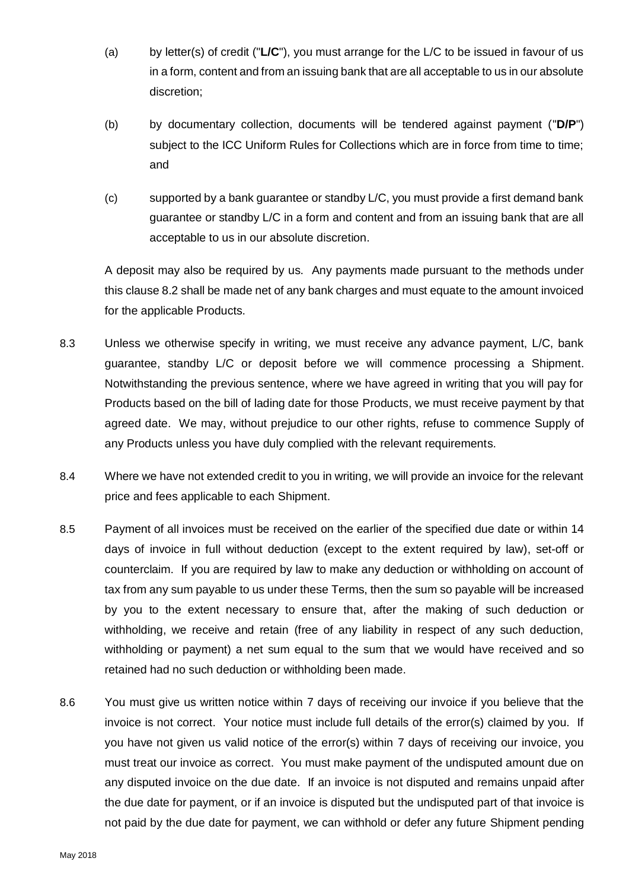(a) by letter(s) of credit ("**L/C**"), you must arrange for the L/C to be issued in favour of us in a form, content and from an issuing bank that are all acceptable to us in our absolute discretion;

(b) by documentary collection, documents will be tendered against payment ("**D/P**") subject to the ICC Uniform Rules for Collections which are in force from time to time; and

(c) supported by a bank guarantee or standby L/C, you must provide a first demand bank guarantee or standby L/C in a form and content and from an issuing bank that are all acceptable to us in our absolute discretion.

A deposit may also be required by us. Any payments made pursuant to the methods under this clause 8.2 shall be made net of any bank charges and must equate to the amount invoiced for the applicable Products.

8.3 Unless we otherwise specify in writing, we must receive any advance payment, L/C, bank guarantee, standby L/C or deposit before we will commence processing a Shipment. Notwithstanding the previous sentence, where we have agreed in writing that you will pay for Products based on the bill of lading date for those Products, we must receive payment by that agreed date. We may, without prejudice to our other rights, refuse to commence Supply of any Products unless you have duly complied with the relevant requirements.

8.4 Where we have not extended credit to you in writing, we will provide an invoice for the relevant price and fees applicable to each Shipment.

8.5 Payment of all invoices must be received on the earlier of the specified due date or within 14 days of invoice in full without deduction (except to the extent required by law), set-off or counterclaim. If you are required by law to make any deduction or withholding on account of tax from any sum payable to us under these Terms, then the sum so payable will be increased by you to the extent necessary to ensure that, after the making of such deduction or withholding, we receive and retain (free of any liability in respect of any such deduction, withholding or payment) a net sum equal to the sum that we would have received and so retained had no such deduction or withholding been made.

8.6 You must give us written notice within 7 days of receiving our invoice if you believe that the invoice is not correct. Your notice must include full details of the error(s) claimed by you. If you have not given us valid notice of the error(s) within 7 days of receiving our invoice, you must treat our invoice as correct. You must make payment of the undisputed amount due on any disputed invoice on the due date. If an invoice is not disputed and remains unpaid after the due date for payment, or if an invoice is disputed but the undisputed part of that invoice is not paid by the due date for payment, we can withhold or defer any future Shipment pending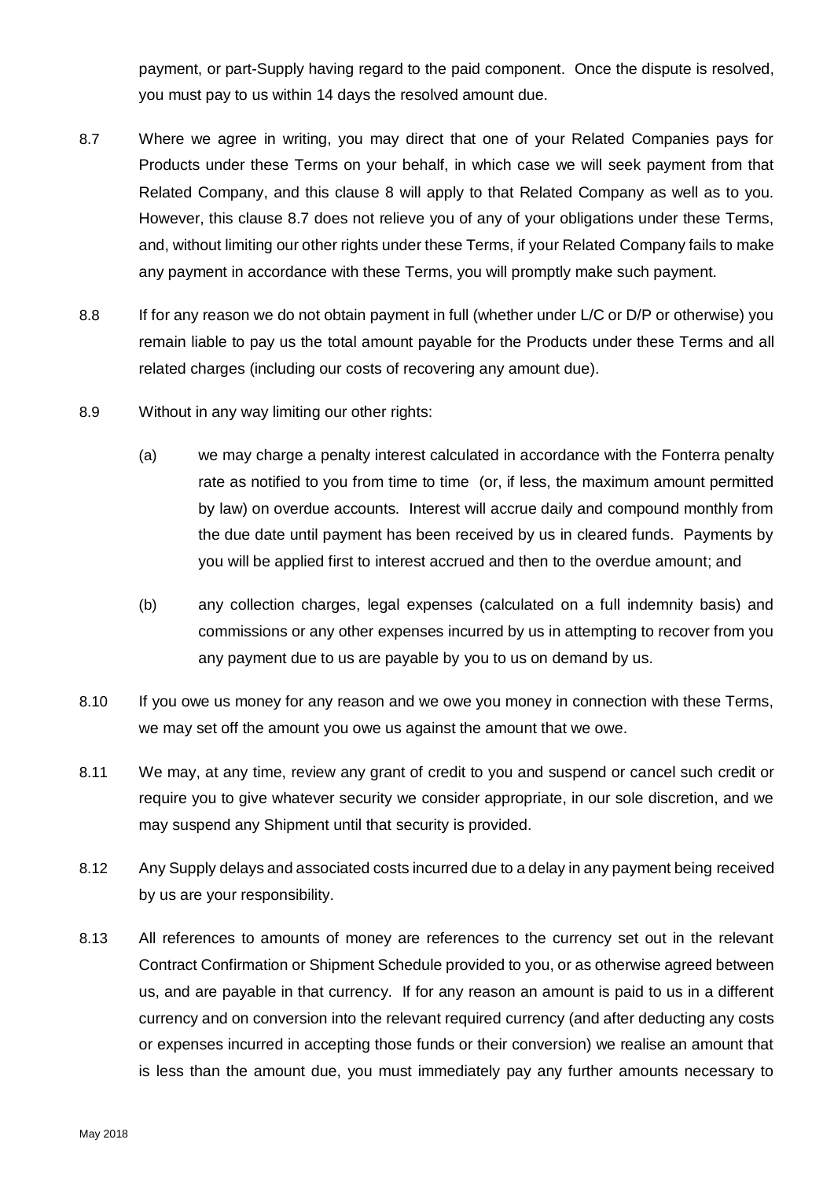payment, or part-Supply having regard to the paid component. Once the dispute is resolved, you must pay to us within 14 days the resolved amount due.

8.7 Where we agree in writing, you may direct that one of your Related Companies pays for Products under these Terms on your behalf, in which case we will seek payment from that Related Company, and this clause 8 will apply to that Related Company as well as to you. However, this clause 8.7 does not relieve you of any of your obligations under these Terms, and, without limiting our other rights under these Terms, if your Related Company fails to make any payment in accordance with these Terms, you will promptly make such payment.

8.8 If for any reason we do not obtain payment in full (whether under L/C or D/P or otherwise) you remain liable to pay us the total amount payable for the Products under these Terms and all related charges (including our costs of recovering any amount due).

8.9 Without in any way limiting our other rights:

(a) we may charge a penalty interest calculated in accordance with the Fonterra penalty rate as notified to you from time to time (or, if less, the maximum amount permitted by law) on overdue accounts. Interest will accrue daily and compound monthly from the due date until payment has been received by us in cleared funds. Payments by you will be applied first to interest accrued and then to the overdue amount; and

(b) any collection charges, legal expenses (calculated on a full indemnity basis) and commissions or any other expenses incurred by us in attempting to recover from you any payment due to us are payable by you to us on demand by us.

8.10 If you owe us money for any reason and we owe you money in connection with these Terms, we may set off the amount you owe us against the amount that we owe.

8.11 We may, at any time, review any grant of credit to you and suspend or cancel such credit or require you to give whatever security we consider appropriate, in our sole discretion, and we may suspend any Shipment until that security is provided.

8.12 Any Supply delays and associated costs incurred due to a delay in any payment being received by us are your responsibility.

8.13 All references to amounts of money are references to the currency set out in the relevant Contract Confirmation or Shipment Schedule provided to you, or as otherwise agreed between us, and are payable in that currency. If for any reason an amount is paid to us in a different currency and on conversion into the relevant required currency (and after deducting any costs or expenses incurred in accepting those funds or their conversion) we realise an amount that is less than the amount due, you must immediately pay any further amounts necessary to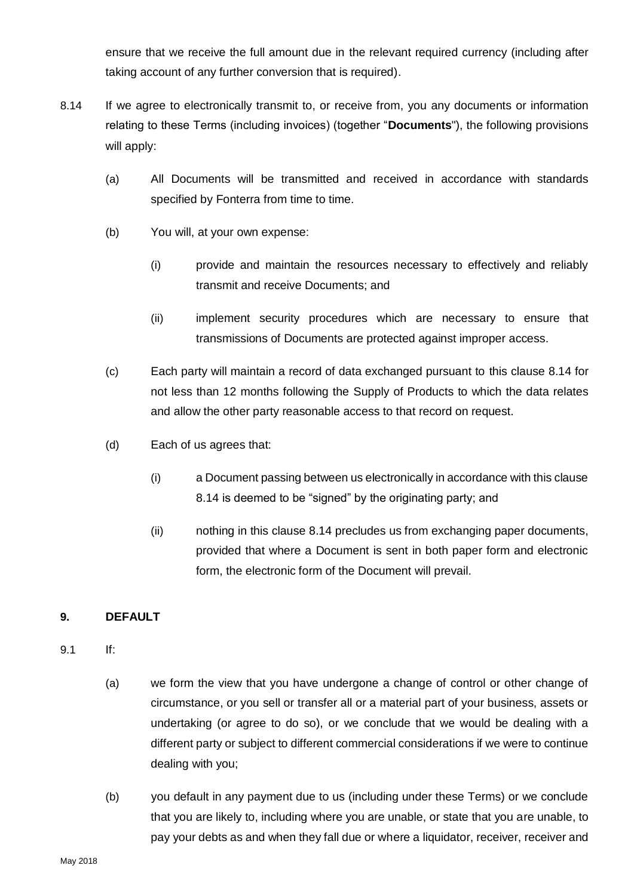ensure that we receive the full amount due in the relevant required currency (including after taking account of any further conversion that is required).

8.14 If we agree to electronically transmit to, or receive from, you any documents or information relating to these Terms (including invoices) (together "**Documents**"), the following provisions will apply:

(a) All Documents will be transmitted and received in accordance with standards specified by Fonterra from time to time.

(b) You will, at your own expense:

(i) provide and maintain the resources necessary to effectively and reliably transmit and receive Documents; and

(ii) implement security procedures which are necessary to ensure that transmissions of Documents are protected against improper access.

(c) Each party will maintain a record of data exchanged pursuant to this clause 8.14 for not less than 12 months following the Supply of Products to which the data relates and allow the other party reasonable access to that record on request.

(d) Each of us agrees that:

(i) a Document passing between us electronically in accordance with this clause 8.14 is deemed to be "signed" by the originating party; and

(ii) nothing in this clause 8.14 precludes us from exchanging paper documents, provided that where a Document is sent in both paper form and electronic form, the electronic form of the Document will prevail.

## 9. DEFAULT

9.1 If:

(a) we form the view that you have undergone a change of control or other change of circumstance, or you sell or transfer all or a material part of your business, assets or undertaking (or agree to do so), or we conclude that we would be dealing with a different party or subject to different commercial considerations if we were to continue dealing with you;

(b) you default in any payment due to us (including under these Terms) or we conclude that you are likely to, including where you are unable, or state that you are unable, to pay your debts as and when they fall due or where a liquidator, receiver, receiver and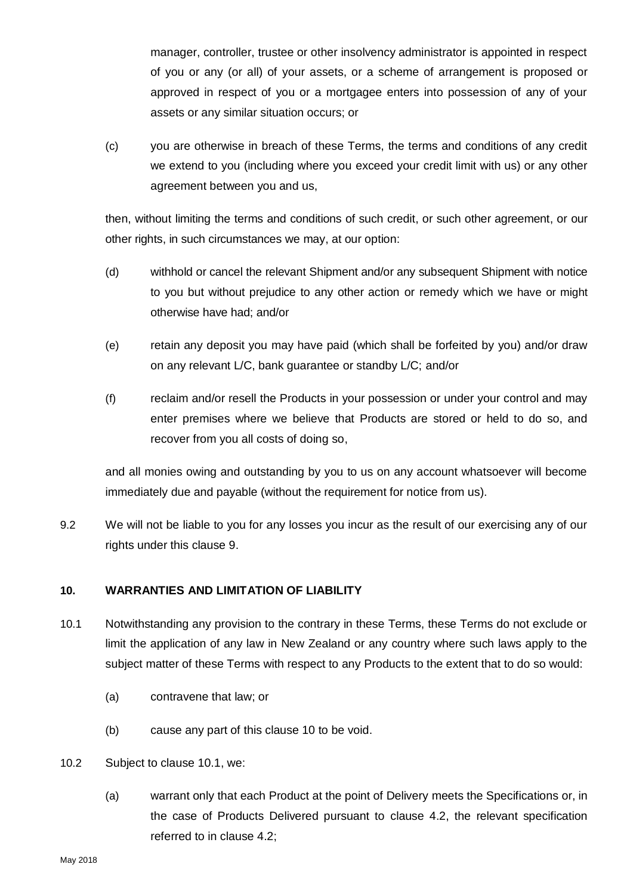manager, controller, trustee or other insolvency administrator is appointed in respect of you or any (or all) of your assets, or a scheme of arrangement is proposed or approved in respect of you or a mortgagee enters into possession of any of your assets or any similar situation occurs; or

(c) you are otherwise in breach of these Terms, the terms and conditions of any credit we extend to you (including where you exceed your credit limit with us) or any other agreement between you and us,

then, without limiting the terms and conditions of such credit, or such other agreement, or our other rights, in such circumstances we may, at our option:

(d) withhold or cancel the relevant Shipment and/or any subsequent Shipment with notice to you but without prejudice to any other action or remedy which we have or might otherwise have had; and/or

(e) retain any deposit you may have paid (which shall be forfeited by you) and/or draw on any relevant L/C, bank guarantee or standby L/C; and/or

(f) reclaim and/or resell the Products in your possession or under your control and may enter premises where we believe that Products are stored or held to do so, and recover from you all costs of doing so,

and all monies owing and outstanding by you to us on any account whatsoever will become immediately due and payable (without the requirement for notice from us).

9.2 We will not be liable to you for any losses you incur as the result of our exercising any of our rights under this clause 9.

## 10. WARRANTIES AND LIMITATION OF LIABILITY

10.1 Notwithstanding any provision to the contrary in these Terms, these Terms do not exclude or limit the application of any law in New Zealand or any country where such laws apply to the subject matter of these Terms with respect to any Products to the extent that to do so would:

(a) contravene that law; or

(b) cause any part of this clause 10 to be void.

10.2 Subject to clause 10.1, we:

(a) warrant only that each Product at the point of Delivery meets the Specifications or, in the case of Products Delivered pursuant to clause 4.2, the relevant specification referred to in clause 4.2;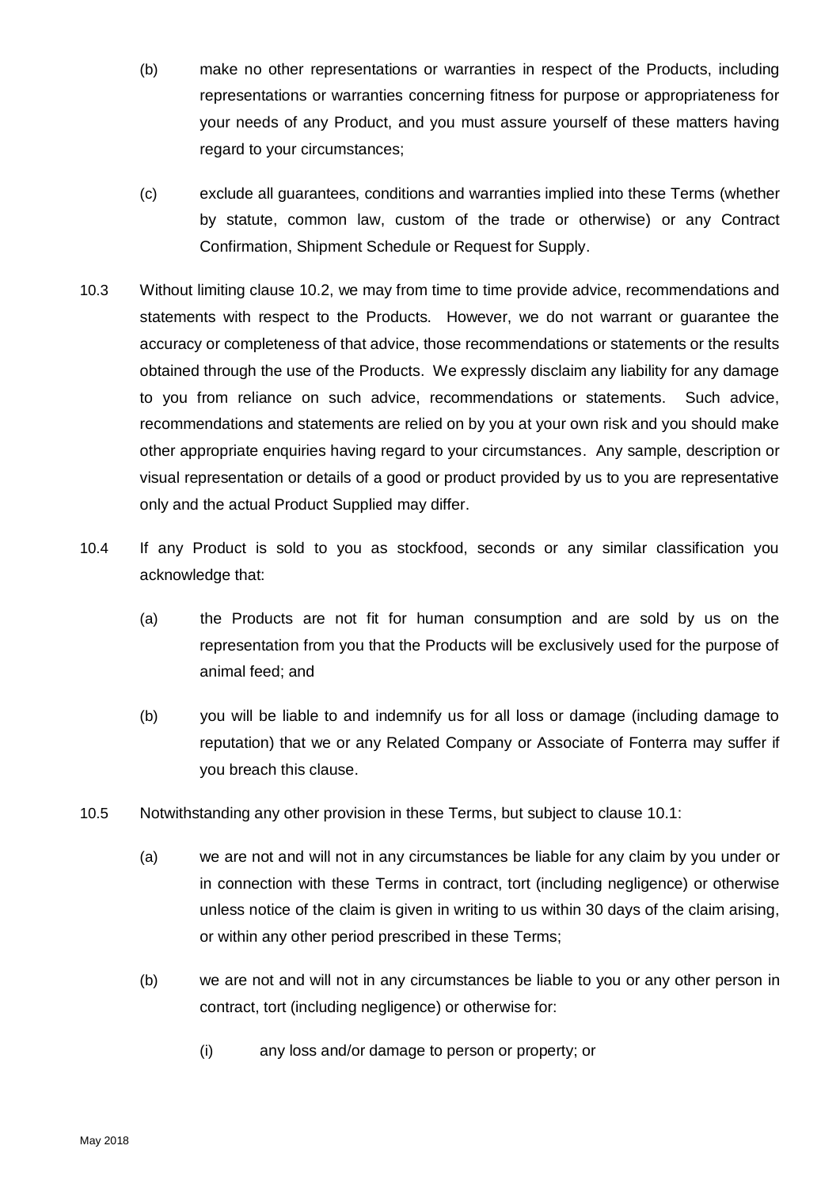(b) make no other representations or warranties in respect of the Products, including representations or warranties concerning fitness for purpose or appropriateness for your needs of any Product, and you must assure yourself of these matters having regard to your circumstances;

(c) exclude all guarantees, conditions and warranties implied into these Terms (whether by statute, common law, custom of the trade or otherwise) or any Contract Confirmation, Shipment Schedule or Request for Supply.

10.3 Without limiting clause 10.2, we may from time to time provide advice, recommendations and statements with respect to the Products. However, we do not warrant or guarantee the accuracy or completeness of that advice, those recommendations or statements or the results obtained through the use of the Products. We expressly disclaim any liability for any damage to you from reliance on such advice, recommendations or statements. Such advice, recommendations and statements are relied on by you at your own risk and you should make other appropriate enquiries having regard to your circumstances. Any sample, description or visual representation or details of a good or product provided by us to you are representative only and the actual Product Supplied may differ.

10.4 If any Product is sold to you as stockfood, seconds or any similar classification you acknowledge that:

(a) the Products are not fit for human consumption and are sold by us on the representation from you that the Products will be exclusively used for the purpose of animal feed; and

(b) you will be liable to and indemnify us for all loss or damage (including damage to reputation) that we or any Related Company or Associate of Fonterra may suffer if you breach this clause.

10.5 Notwithstanding any other provision in these Terms, but subject to clause 10.1:

(a) we are not and will not in any circumstances be liable for any claim by you under or in connection with these Terms in contract, tort (including negligence) or otherwise unless notice of the claim is given in writing to us within 30 days of the claim arising, or within any other period prescribed in these Terms;

(b) we are not and will not in any circumstances be liable to you or any other person in contract, tort (including negligence) or otherwise for:

(i) any loss and/or damage to person or property; or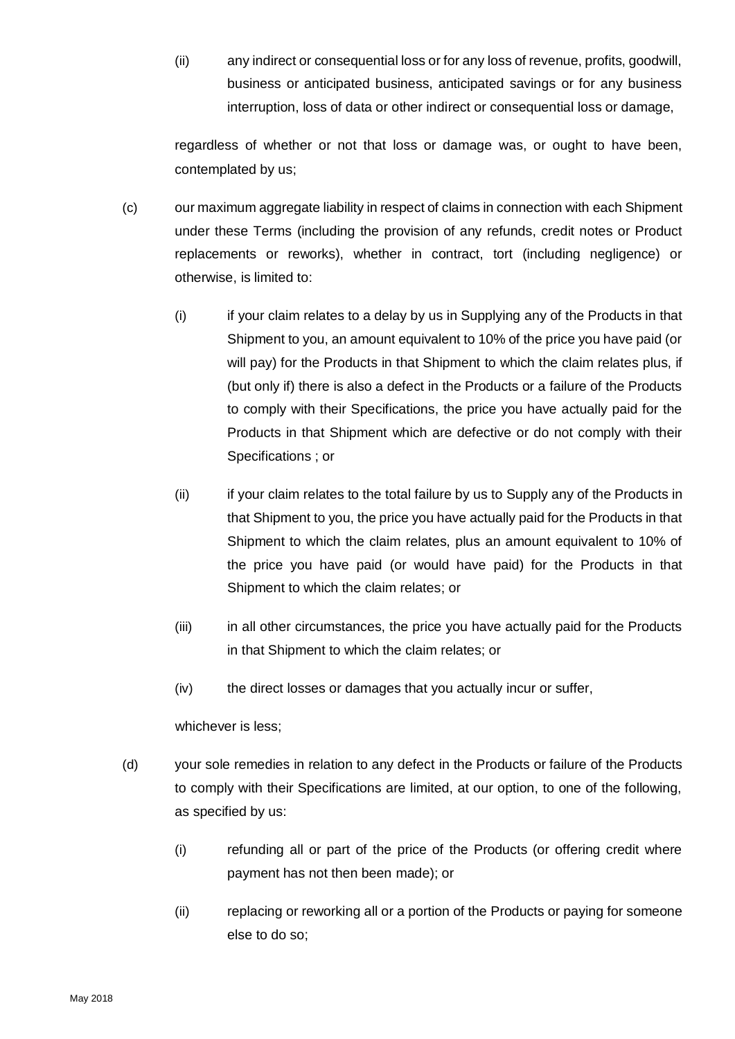(ii) any indirect or consequential loss or for any loss of revenue, profits, goodwill, business or anticipated business, anticipated savings or for any business interruption, loss of data or other indirect or consequential loss or damage,

regardless of whether or not that loss or damage was, or ought to have been, contemplated by us;

(c) our maximum aggregate liability in respect of claims in connection with each Shipment under these Terms (including the provision of any refunds, credit notes or Product replacements or reworks), whether in contract, tort (including negligence) or otherwise, is limited to:

(i) if your claim relates to a delay by us in Supplying any of the Products in that Shipment to you, an amount equivalent to 10% of the price you have paid (or will pay) for the Products in that Shipment to which the claim relates plus, if (but only if) there is also a defect in the Products or a failure of the Products to comply with their Specifications, the price you have actually paid for the Products in that Shipment which are defective or do not comply with their Specifications ; or

(ii) if your claim relates to the total failure by us to Supply any of the Products in that Shipment to you, the price you have actually paid for the Products in that Shipment to which the claim relates, plus an amount equivalent to 10% of the price you have paid (or would have paid) for the Products in that Shipment to which the claim relates; or

(iii) in all other circumstances, the price you have actually paid for the Products in that Shipment to which the claim relates; or

(iv) the direct losses or damages that you actually incur or suffer,

whichever is less;

(d) your sole remedies in relation to any defect in the Products or failure of the Products to comply with their Specifications are limited, at our option, to one of the following, as specified by us:

(i) refunding all or part of the price of the Products (or offering credit where payment has not then been made); or

(ii) replacing or reworking all or a portion of the Products or paying for someone else to do so;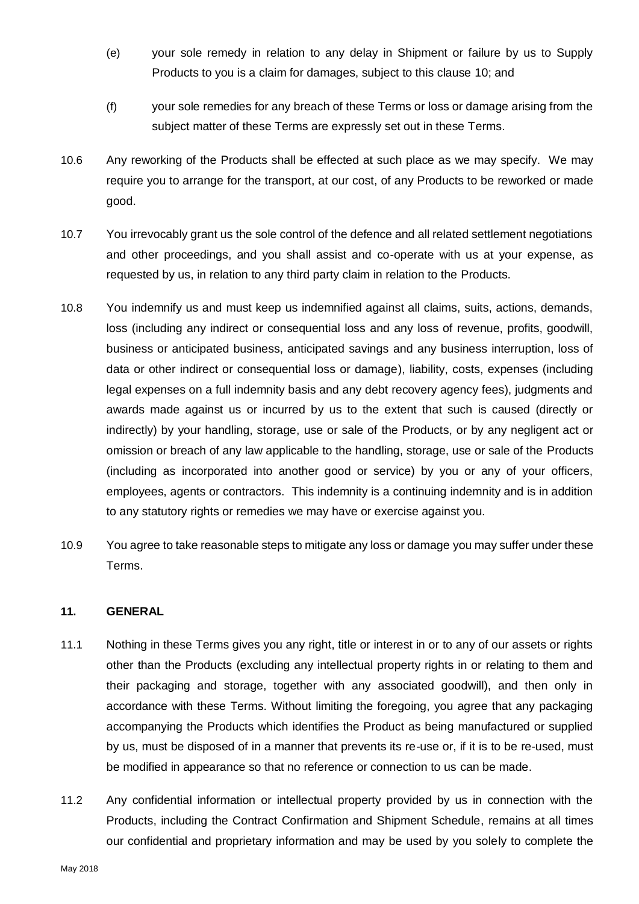(e) your sole remedy in relation to any delay in Shipment or failure by us to Supply Products to you is a claim for damages, subject to this clause 10; and

(f) your sole remedies for any breach of these Terms or loss or damage arising from the subject matter of these Terms are expressly set out in these Terms.

10.6 Any reworking of the Products shall be effected at such place as we may specify. We may require you to arrange for the transport, at our cost, of any Products to be reworked or made good.

10.7 You irrevocably grant us the sole control of the defence and all related settlement negotiations and other proceedings, and you shall assist and co-operate with us at your expense, as requested by us, in relation to any third party claim in relation to the Products.

10.8 You indemnify us and must keep us indemnified against all claims, suits, actions, demands, loss (including any indirect or consequential loss and any loss of revenue, profits, goodwill, business or anticipated business, anticipated savings and any business interruption, loss of data or other indirect or consequential loss or damage), liability, costs, expenses (including legal expenses on a full indemnity basis and any debt recovery agency fees), judgments and awards made against us or incurred by us to the extent that such is caused (directly or indirectly) by your handling, storage, use or sale of the Products, or by any negligent act or omission or breach of any law applicable to the handling, storage, use or sale of the Products (including as incorporated into another good or service) by you or any of your officers, employees, agents or contractors. This indemnity is a continuing indemnity and is in addition to any statutory rights or remedies we may have or exercise against you.

10.9 You agree to take reasonable steps to mitigate any loss or damage you may suffer under these Terms.

## 11. GENERAL

11.1 Nothing in these Terms gives you any right, title or interest in or to any of our assets or rights other than the Products (excluding any intellectual property rights in or relating to them and their packaging and storage, together with any associated goodwill), and then only in accordance with these Terms. Without limiting the foregoing, you agree that any packaging accompanying the Products which identifies the Product as being manufactured or supplied by us, must be disposed of in a manner that prevents its re-use or, if it is to be re-used, must be modified in appearance so that no reference or connection to us can be made.

11.2 Any confidential information or intellectual property provided by us in connection with the Products, including the Contract Confirmation and Shipment Schedule, remains at all times our confidential and proprietary information and may be used by you solely to complete the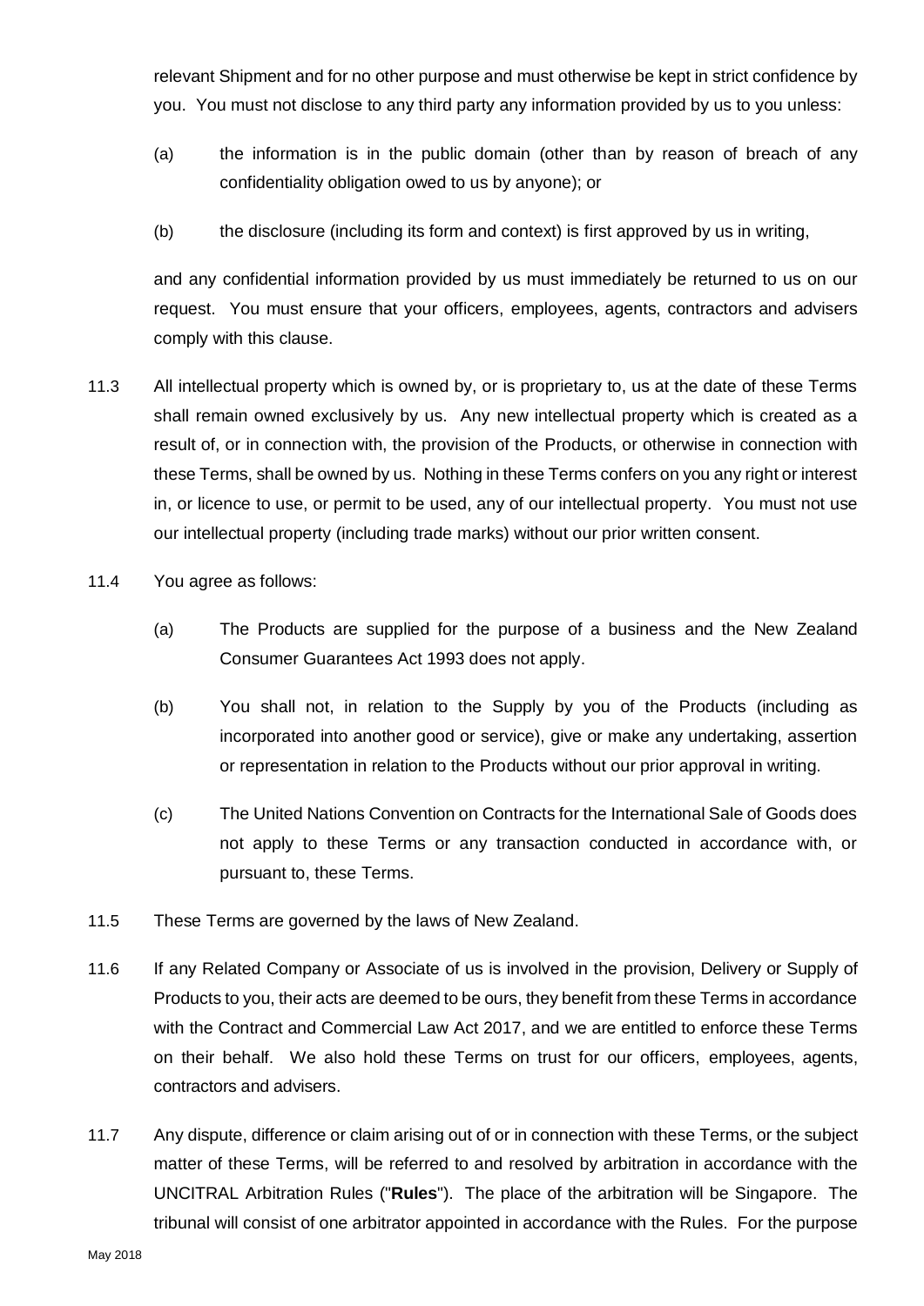relevant Shipment and for no other purpose and must otherwise be kept in strict confidence by you. You must not disclose to any third party any information provided by us to you unless:

(a) the information is in the public domain (other than by reason of breach of any confidentiality obligation owed to us by anyone); or

(b) the disclosure (including its form and context) is first approved by us in writing,

and any confidential information provided by us must immediately be returned to us on our request. You must ensure that your officers, employees, agents, contractors and advisers comply with this clause.

11.3 All intellectual property which is owned by, or is proprietary to, us at the date of these Terms shall remain owned exclusively by us. Any new intellectual property which is created as a result of, or in connection with, the provision of the Products, or otherwise in connection with these Terms, shall be owned by us. Nothing in these Terms confers on you any right or interest in, or licence to use, or permit to be used, any of our intellectual property. You must not use our intellectual property (including trade marks) without our prior written consent.

11.4 You agree as follows:

(a) The Products are supplied for the purpose of a business and the New Zealand Consumer Guarantees Act 1993 does not apply.

(b) You shall not, in relation to the Supply by you of the Products (including as incorporated into another good or service), give or make any undertaking, assertion or representation in relation to the Products without our prior approval in writing.

(c) The United Nations Convention on Contracts for the International Sale of Goods does not apply to these Terms or any transaction conducted in accordance with, or pursuant to, these Terms.

11.5 These Terms are governed by the laws of New Zealand.

11.6 If any Related Company or Associate of us is involved in the provision, Delivery or Supply of Products to you, their acts are deemed to be ours, they benefit from these Terms in accordance with the Contract and Commercial Law Act 2017, and we are entitled to enforce these Terms on their behalf. We also hold these Terms on trust for our officers, employees, agents, contractors and advisers.

11.7 Any dispute, difference or claim arising out of or in connection with these Terms, or the subject matter of these Terms, will be referred to and resolved by arbitration in accordance with the UNCITRAL Arbitration Rules ("**Rules**"). The place of the arbitration will be Singapore. The tribunal will consist of one arbitrator appointed in accordance with the Rules. For the purpose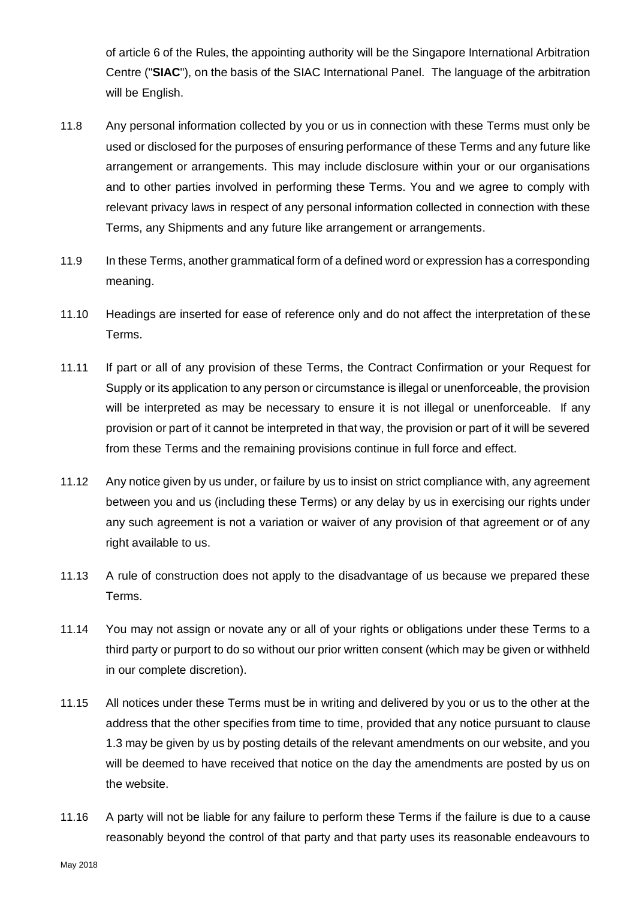of article 6 of the Rules, the appointing authority will be the Singapore International Arbitration Centre ("**SIAC**"), on the basis of the SIAC International Panel. The language of the arbitration will be English.

11.8 Any personal information collected by you or us in connection with these Terms must only be used or disclosed for the purposes of ensuring performance of these Terms and any future like arrangement or arrangements. This may include disclosure within your or our organisations and to other parties involved in performing these Terms. You and we agree to comply with relevant privacy laws in respect of any personal information collected in connection with these Terms, any Shipments and any future like arrangement or arrangements.

11.9 In these Terms, another grammatical form of a defined word or expression has a corresponding meaning.

11.10 Headings are inserted for ease of reference only and do not affect the interpretation of these Terms.

11.11 If part or all of any provision of these Terms, the Contract Confirmation or your Request for Supply or its application to any person or circumstance is illegal or unenforceable, the provision will be interpreted as may be necessary to ensure it is not illegal or unenforceable. If any provision or part of it cannot be interpreted in that way, the provision or part of it will be severed from these Terms and the remaining provisions continue in full force and effect.

11.12 Any notice given by us under, or failure by us to insist on strict compliance with, any agreement between you and us (including these Terms) or any delay by us in exercising our rights under any such agreement is not a variation or waiver of any provision of that agreement or of any right available to us.

11.13 A rule of construction does not apply to the disadvantage of us because we prepared these Terms.

11.14 You may not assign or novate any or all of your rights or obligations under these Terms to a third party or purport to do so without our prior written consent (which may be given or withheld in our complete discretion).

11.15 All notices under these Terms must be in writing and delivered by you or us to the other at the address that the other specifies from time to time, provided that any notice pursuant to clause 1.3 may be given by us by posting details of the relevant amendments on our website, and you will be deemed to have received that notice on the day the amendments are posted by us on the website.

11.16 A party will not be liable for any failure to perform these Terms if the failure is due to a cause reasonably beyond the control of that party and that party uses its reasonable endeavours to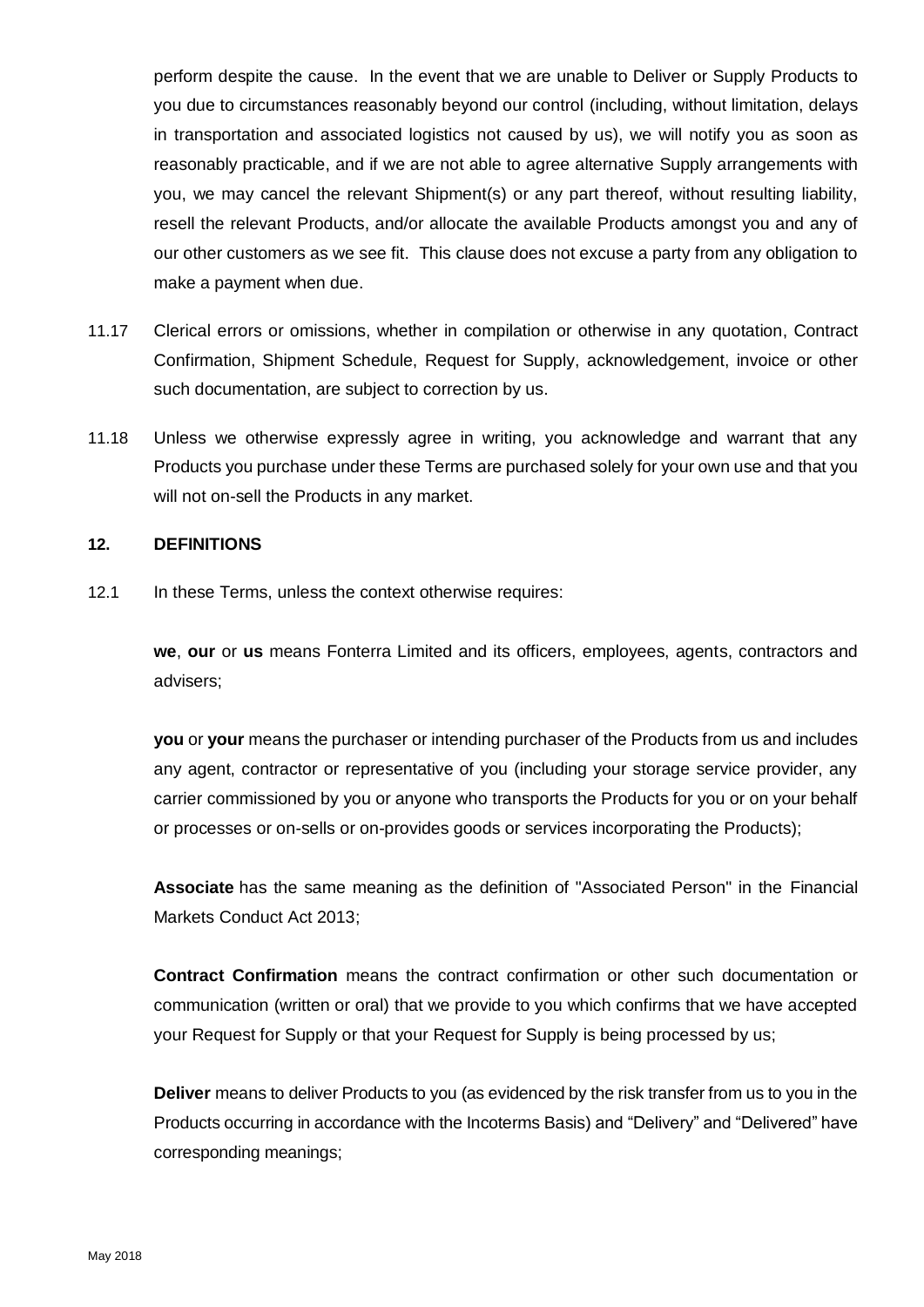perform despite the cause. In the event that we are unable to Deliver or Supply Products to you due to circumstances reasonably beyond our control (including, without limitation, delays in transportation and associated logistics not caused by us), we will notify you as soon as reasonably practicable, and if we are not able to agree alternative Supply arrangements with you, we may cancel the relevant Shipment(s) or any part thereof, without resulting liability, resell the relevant Products, and/or allocate the available Products amongst you and any of our other customers as we see fit. This clause does not excuse a party from any obligation to make a payment when due.

11.17 Clerical errors or omissions, whether in compilation or otherwise in any quotation, Contract Confirmation, Shipment Schedule, Request for Supply, acknowledgement, invoice or other such documentation, are subject to correction by us.

11.18 Unless we otherwise expressly agree in writing, you acknowledge and warrant that any Products you purchase under these Terms are purchased solely for your own use and that you will not on-sell the Products in any market.

## 12. DEFINITIONS

12.1 In these Terms, unless the context otherwise requires:

**we**, **our** or **us** means Fonterra Limited and its officers, employees, agents, contractors and advisers;

**you** or **your** means the purchaser or intending purchaser of the Products from us and includes any agent, contractor or representative of you (including your storage service provider, any carrier commissioned by you or anyone who transports the Products for you or on your behalf or processes or on-sells or on-provides goods or services incorporating the Products);

**Associate** has the same meaning as the definition of "Associated Person" in the Financial Markets Conduct Act 2013;

**Contract Confirmation** means the contract confirmation or other such documentation or communication (written or oral) that we provide to you which confirms that we have accepted your Request for Supply or that your Request for Supply is being processed by us;

**Deliver** means to deliver Products to you (as evidenced by the risk transfer from us to you in the Products occurring in accordance with the Incoterms Basis) and "Delivery" and "Delivered" have corresponding meanings;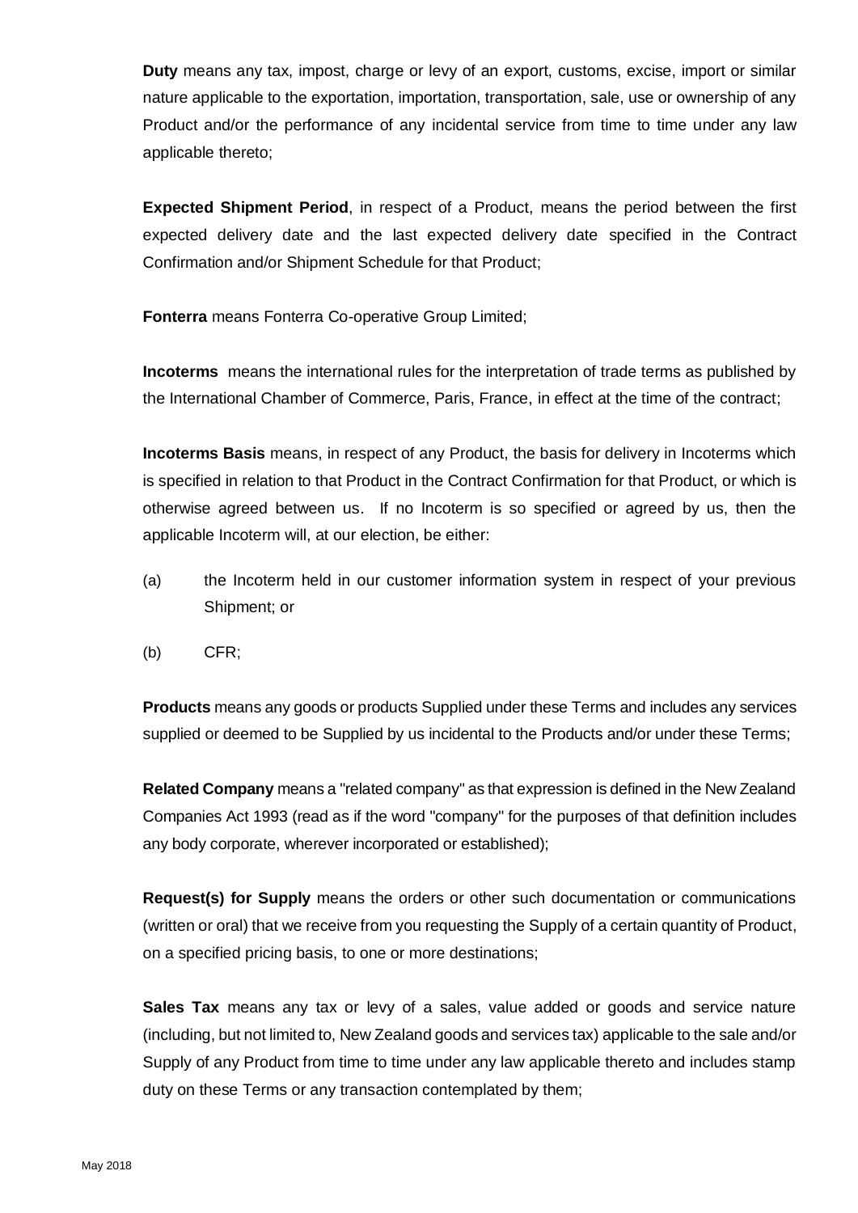**Duty** means any tax, impost, charge or levy of an export, customs, excise, import or similar nature applicable to the exportation, importation, transportation, sale, use or ownership of any Product and/or the performance of any incidental service from time to time under any law applicable thereto;

**Expected Shipment Period**, in respect of a Product, means the period between the first expected delivery date and the last expected delivery date specified in the Contract Confirmation and/or Shipment Schedule for that Product;

**Fonterra** means Fonterra Co-operative Group Limited;

**Incoterms** means the international rules for the interpretation of trade terms as published by the International Chamber of Commerce, Paris, France, in effect at the time of the contract;

**Incoterms Basis** means, in respect of any Product, the basis for delivery in Incoterms which is specified in relation to that Product in the Contract Confirmation for that Product, or which is otherwise agreed between us. If no Incoterm is so specified or agreed by us, then the applicable Incoterm will, at our election, be either:

(a) the Incoterm held in our customer information system in respect of your previous Shipment; or

(b) CFR;

**Products** means any goods or products Supplied under these Terms and includes any services supplied or deemed to be Supplied by us incidental to the Products and/or under these Terms;

**Related Company** means a "related company" as that expression is defined in the New Zealand Companies Act 1993 (read as if the word "company" for the purposes of that definition includes any body corporate, wherever incorporated or established);

**Request(s) for Supply** means the orders or other such documentation or communications (written or oral) that we receive from you requesting the Supply of a certain quantity of Product, on a specified pricing basis, to one or more destinations;

**Sales Tax** means any tax or levy of a sales, value added or goods and service nature (including, but not limited to, New Zealand goods and services tax) applicable to the sale and/or Supply of any Product from time to time under any law applicable thereto and includes stamp duty on these Terms or any transaction contemplated by them;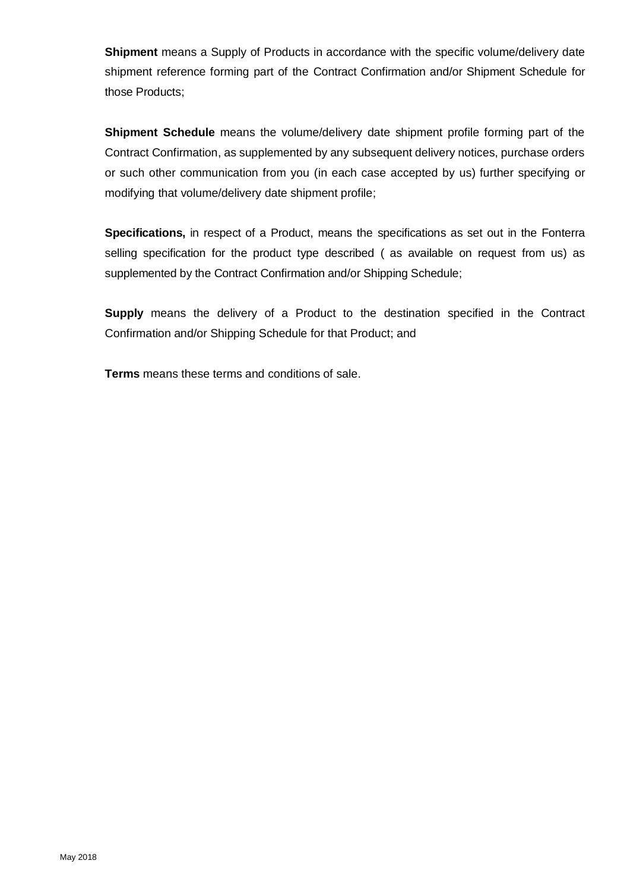**Shipment** means a Supply of Products in accordance with the specific volume/delivery date shipment reference forming part of the Contract Confirmation and/or Shipment Schedule for those Products;

**Shipment Schedule** means the volume/delivery date shipment profile forming part of the Contract Confirmation, as supplemented by any subsequent delivery notices, purchase orders or such other communication from you (in each case accepted by us) further specifying or modifying that volume/delivery date shipment profile;

**Specifications,** in respect of a Product, means the specifications as set out in the Fonterra selling specification for the product type described ( as available on request from us) as supplemented by the Contract Confirmation and/or Shipping Schedule;

**Supply** means the delivery of a Product to the destination specified in the Contract Confirmation and/or Shipping Schedule for that Product; and

**Terms** means these terms and conditions of sale.